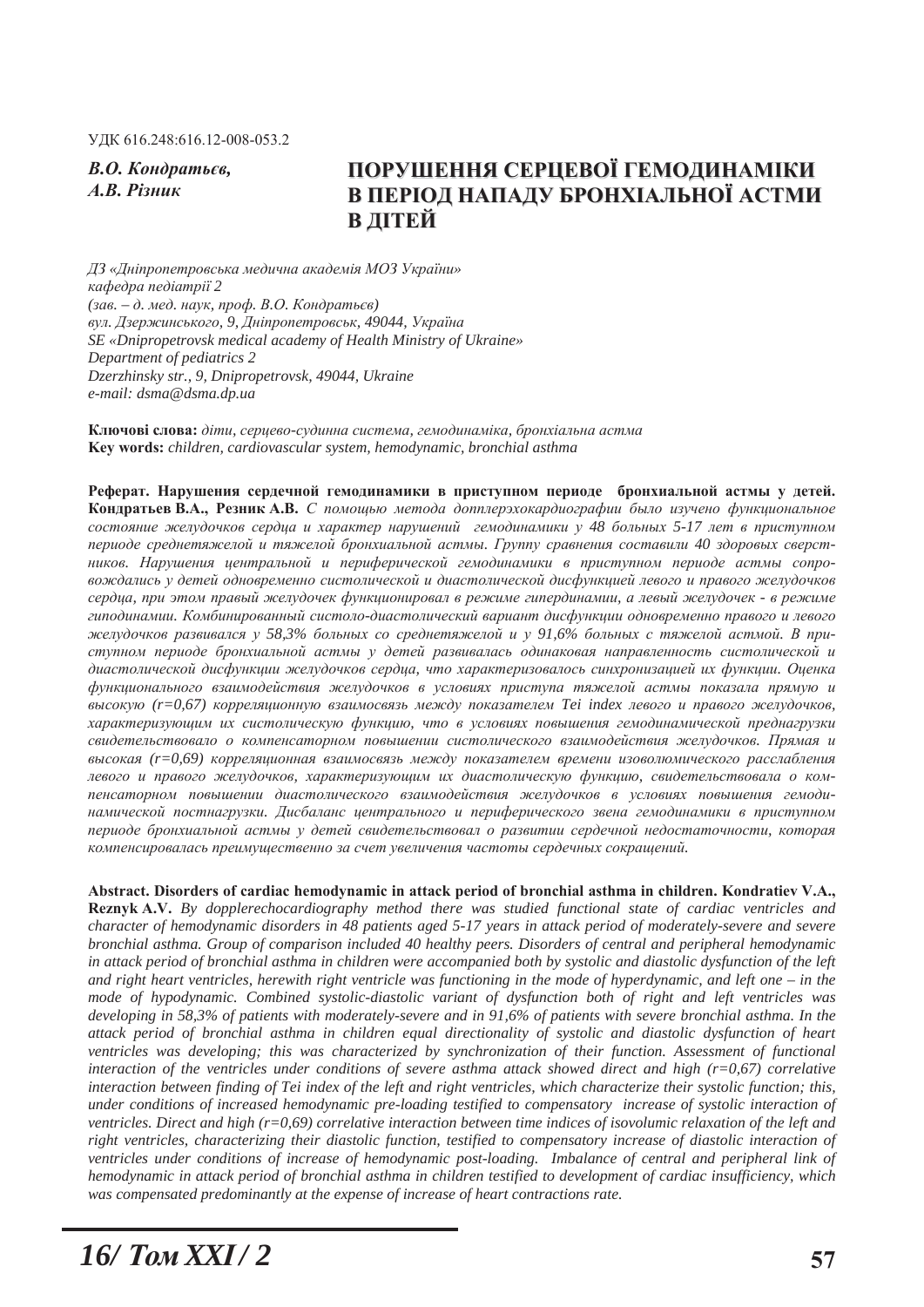УДК 616.248:616.12-008-053.2

*В.О. Кондратьєв,*
*А.В. Різник*

# ПОРУШЕННЯ СЕРЦЕВОЇ ГЕМОДИНАМІКИ В ПЕРІОД НАПАДУ БРОНХІАЛЬНОЇ АСТМИ В ДІТЕЙ

*ДЗ «Дніпропетровська медична академія МОЗ України»*
*кафедра педіатрії 2*
*(зав. – д. мед. наук, проф. В.О. Кондратьєв)*
*вул. Дзержинського, 9, Дніпропетровськ, 49044, Україна*
*SE «Dnipropetrovsk medical academy of Health Ministry of Ukraine»*
*Department of pediatrics 2*
*Dzerzhinsky str., 9, Dnipropetrovsk, 49044, Ukraine*
*e-mail: dsma@dsma.dp.ua*

**Ключові слова:** *діти, серцево-судинна система, гемодинаміка, бронхіальна астма*
**Key words:** *children, cardiovascular system, hemodynamic, bronchial asthma*

**Реферат. Нарушения сердечной гемодинамики в приступном периоде бронхиальной астмы у детей. Кондратьев В.А., Резник А.В.** *С помощью метода допплерэхокардиографии было изучено функциональное состояние желудочков сердца и характер нарушений гемодинамики у 48 больных 5-17 лет в приступном периоде среднетяжелой и тяжелой бронхиальной астмы. Группу сравнения составили 40 здоровых сверстников. Нарушения центральной и периферической гемодинамики в приступном периоде астмы сопровождались у детей одновременно систолической и диастолической дисфункцией левого и правого желудочков сердца, при этом правый желудочек функционировал в режиме гипердинамии, а левый желудочек - в режиме гиподинамии. Комбинированный систоло-диастолический вариант дисфункции одновременно правого и левого желудочков развивался у 58,3% больных со среднетяжелой и у 91,6% больных с тяжелой астмой. В приступном периоде бронхиальной астмы у детей развивалась одинаковая направленность систолической и диастолической дисфункции желудочков сердца, что характеризовалось синхронизацией их функции. Оценка функционального взаимодействия желудочков в условиях приступа тяжелой астмы показала прямую и высокую (r=0,67) корреляционную взаимосвязь между показателем Tei index левого и правого желудочков, характеризующим их систолическую функцию, что в условиях повышения гемодинамической преднагрузки свидетельствовало о компенсаторном повышении систолического взаимодействия желудочков. Прямая и высокая (r=0,69) корреляционная взаимосвязь между показателем времени изоволюмического расслабления левого и правого желудочков, характеризующим их диастолическую функцию, свидетельствовала о компенсаторном повышении диастолического взаимодействия желудочков в условиях повышения гемодинамической постнагрузки. Дисбаланс центрального и периферического звена гемодинамики в приступном периоде бронхиальной астмы у детей свидетельствовал о развитии сердечной недостаточности, которая компенсировалась преимущественно за счет увеличения частоты сердечных сокращений.*

**Abstract. Disorders of cardiac hemodynamic in attack period of bronchial asthma in children. Kondratiev V.A., Reznyk A.V.** *By dopplerechocardiography method there was studied functional state of cardiac ventricles and character of hemodynamic disorders in 48 patients aged 5-17 years in attack period of moderately-severe and severe bronchial asthma. Group of comparison included 40 healthy peers. Disorders of central and peripheral hemodynamic in attack period of bronchial asthma in children were accompanied both by systolic and diastolic dysfunction of the left and right heart ventricles, herewith right ventricle was functioning in the mode of hyperdynamic, and left one – in the mode of hypodynamic. Combined systolic-diastolic variant of dysfunction both of right and left ventricles was developing in 58,3% of patients with moderately-severe and in 91,6% of patients with severe bronchial asthma. In the attack period of bronchial asthma in children equal directionality of systolic and diastolic dysfunction of heart ventricles was developing; this was characterized by synchronization of their function. Assessment of functional interaction of the ventricles under conditions of severe asthma attack showed direct and high (r=0,67) correlative interaction between finding of Tei index of the left and right ventricles, which characterize their systolic function; this, under conditions of increased hemodynamic pre-loading testified to compensatory increase of systolic interaction of ventricles. Direct and high (r=0,69) correlative interaction between time indices of isovolumic relaxation of the left and right ventricles, characterizing their diastolic function, testified to compensatory increase of diastolic interaction of ventricles under conditions of increase of hemodynamic post-loading. Imbalance of central and peripheral link of hemodynamic in attack period of bronchial asthma in children testified to development of cardiac insufficiency, which was compensated predominantly at the expense of increase of heart contractions rate.*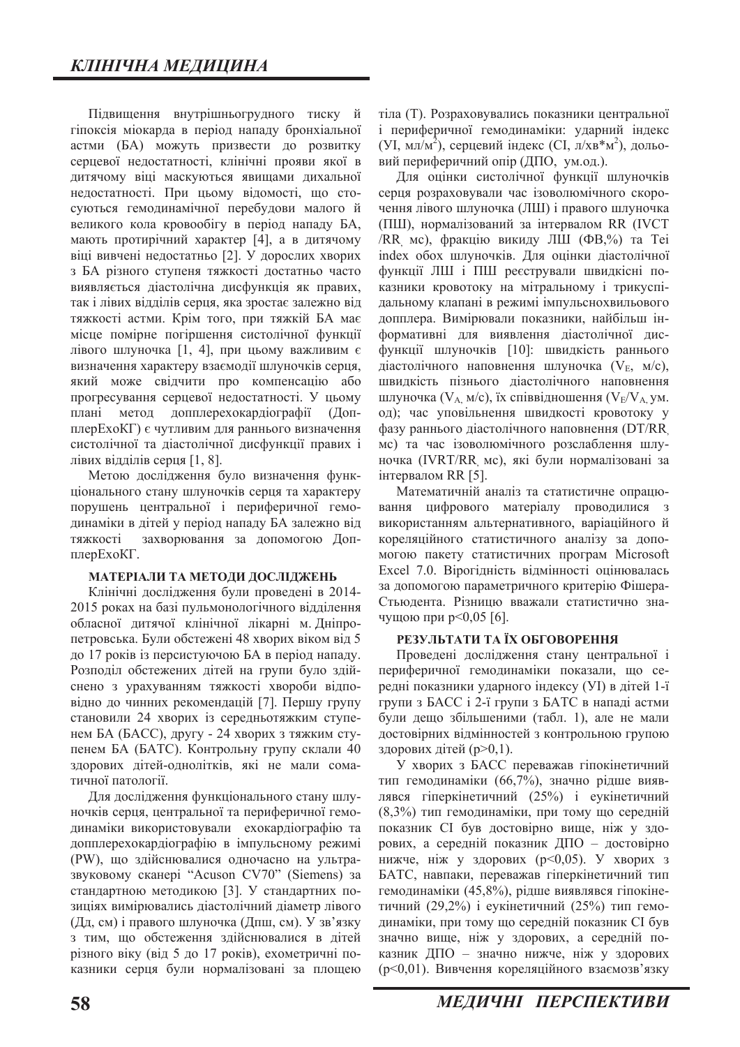Підвищення внутрішньогрудного тиску й гіпоксія міокарда в період нападу бронхіальної астми (БА) можуть призвести до розвитку серцевої недостатності, клінічні прояви якої в дитячому віці маскуються явищами дихальної недостатності. При цьому відомості, що стосуються гемодинамічної перебудови малого й великого кола кровообігу в період нападу БА, мають протирічний характер [4], а в дитячому віці вивчені недостатньо [2]. У дорослих хворих з БА різного ступеня тяжкості достатньо часто виявляється діастолічна дисфункція як правих, так і лівих відділів серця, яка зростає залежно від тяжкості астми. Крім того, при тяжкій БА має місце помірне погіршення систолічної функції лівого шлуночка [1, 4], при цьому важливим є визначення характеру взаємодії шлуночків серця, який може свідчити про компенсацію або прогресування серцевої недостатності. У цьому плані метод допплерехокардіографії (ДопплерЕхоКГ) є чутливим для раннього визначення систолічної та діастолічної дисфункції правих і лівих відділів серця [1, 8].

Метою дослідження було визначення функціонального стану шлуночків серця та характеру порушень центральної і периферичної гемодинаміки в дітей у період нападу БА залежно від тяжкості захворювання за допомогою ДопплерЕхоКГ.

## МАТЕРІАЛИ ТА МЕТОДИ ДОСЛІДЖЕНЬ

Клінічні дослідження були проведені в 2014-2015 роках на базі пульмонологічного відділення обласної дитячої клінічної лікарні м. Дніпропетровська. Були обстежені 48 хворих віком від 5 до 17 років із персистуючою БА в період нападу. Розподіл обстежених дітей на групи було здійснено з урахуванням тяжкості хвороби відповідно до чинних рекомендацій [7]. Першу групу становили 24 хворих із середньотяжким ступенем БА (БАСС), другу - 24 хворих з тяжким ступенем БА (БАТС). Контрольну групу склали 40 здорових дітей-однолітків, які не мали соматичної патології.

Для дослідження функціонального стану шлуночків серця, центральної та периферичної гемодинаміки використовували ехокардіографію та допплерехокардіографію в імпульсному режимі (PW), що здійснювалися одночасно на ультразвуковому сканері "Acuson CV70" (Siemens) за стандартною методикою [3]. У стандартних позиціях вимірювались діастолічний діаметр лівого (Дд, см) і правого шлуночка (Дпш, см). У зв'язку з тим, що обстеження здійснювалися в дітей різного віку (від 5 до 17 років), ехометричні показники серця були нормалізовані за площею тіла (Т). Розраховувались показники центральної і периферичної гемодинаміки: ударний індекс (УІ, мл/м$^2$), серцевий індекс (СІ, л/хв*м$^2$), дольовий периферичний опір (ДПО, ум.од.).

Для оцінки систолічної функції шлуночків серця розраховували час ізоволюмічного скорочення лівого шлуночка (ЛШ) і правого шлуночка (ПШ), нормалізований за інтервалом RR (IVCT /RR, мс), фракцію викиду ЛШ (ФВ,%) та Tei index обох шлуночків. Для оцінки діастолічної функції ЛШ і ПШ реєстрували швидкісні показники кровотоку на мітральному і трикуспідальному клапані в режимі імпульснохвильового допплера. Вимірювали показники, найбільш інформативні для виявлення діастолічної дисфункції шлуночків [10]: швидкість раннього діастолічного наповнення шлуночка ($V_E$, м/с), швидкість пізнього діастолічного наповнення шлуночка ($V_A$, м/с), їх співвідношення ($V_E/V_A$, ум. од); час уповільнення швидкості кровотоку у фазу раннього діастолічного наповнення (DT/RR, мс) та час ізоволюмічного розслаблення шлуночка (IVRT/RR, мс), які були нормалізовані за інтервалом RR [5].

Математичний аналіз та статистичне опрацювання цифрового матеріалу проводилися з використанням альтернативного, варіаційного й кореляційного статистичного аналізу за допомогою пакету статистичних програм Microsoft Excel 7.0. Вірогідність відмінності оцінювалась за допомогою параметричного критерію Фішера-Стьюдента. Різницю вважали статистично значущою при $p<0{,}05$ [6].

## РЕЗУЛЬТАТИ ТА ЇХ ОБГОВОРЕННЯ

Проведені дослідження стану центральної і периферичної гемодинаміки показали, що середні показники ударного індексу (УІ) в дітей 1-ї групи з БАСС і 2-ї групи з БАТС в нападі астми були дещо збільшеними (табл. 1), але не мали достовірних відмінностей з контрольною групою здорових дітей ($p>0{,}1$).

У хворих з БАСС переважав гіпокінетичний тип гемодинаміки (66,7%), значно рідше виявлявся гіперкінетичний (25%) і еукінетичний (8,3%) тип гемодинаміки, при тому що середній показник СІ був достовірно вище, ніж у здорових, а середній показник ДПО – достовірно нижче, ніж у здорових ($p<0{,}05$). У хворих з БАТС, навпаки, переважав гіперкінетичний тип гемодинаміки (45,8%), рідше виявлявся гіпокінетичний (29,2%) і еукінетичний (25%) тип гемодинаміки, при тому що середній показник СІ був значно вище, ніж у здорових, а середній показник ДПО – значно нижче, ніж у здорових ($p<0{,}01$). Вивчення кореляційного взаємозв'язку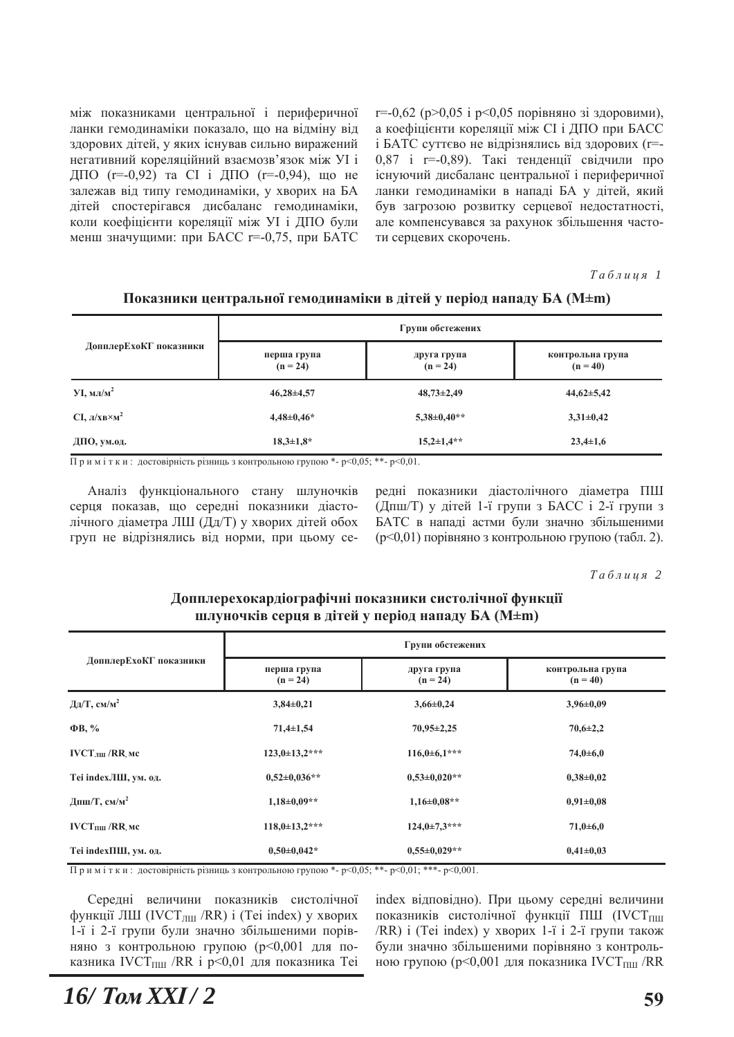між показниками центральної і периферичної ланки гемодинаміки показало, що на відміну від здорових дітей, у яких існував сильно виражений негативний кореляційний взаємозв'язок між УІ і ДПО (r=-0,92) та СІ і ДПО (r=-0,94), що не залежав від типу гемодинаміки, у хворих на БА дітей спостерігався дисбаланс гемодинаміки, коли коефіцієнти кореляції між УІ і ДПО були менш значущими: при БАСС r=-0,75, при БАТС r=-0,62 (p>0,05 і p<0,05 порівняно зі здоровими), а коефіцієнти кореляції між СІ і ДПО при БАСС і БАТС суттєво не відрізнялись від здорових (r=-0,87 і r=-0,89). Такі тенденції свідчили про існуючий дисбаланс центральної і периферичної ланки гемодинаміки в нападі БА у дітей, який був загрозою розвитку серцевої недостатності, але компенсувався за рахунок збільшення частоти серцевих скорочень.

*Таблиця 1*

**Показники центральної гемодинаміки в дітей у період нападу БА (M±m)**

| ДопплерЕхоКГ показники | Групи обстежених | | |
|---|---|---|---|
| | перша група (n = 24) | друга група (n = 24) | контрольна група (n = 40) |
| УІ, мл/м$^2$ | 46,28±4,57 | 48,73±2,49 | 44,62±5,42 |
| СІ, л/хв×м$^2$ | 4,48±0,46* | 5,38±0,40** | 3,31±0,42 |
| ДПО, ум.од. | 18,3±1,8* | 15,2±1,4** | 23,4±1,6 |

Примітки: достовірність різниць з контрольною групою *- p<0,05; **- p<0,01.

Аналіз функціонального стану шлуночків серця показав, що середні показники діастолічного діаметра ЛШ (Дд/Т) у хворих дітей обох груп не відрізнялись від норми, при цьому середні показники діастолічного діаметра ПШ (Дпш/Т) у дітей 1-ї групи з БАСС і 2-ї групи з БАТС в нападі астми були значно збільшеними (p<0,01) порівняно з контрольною групою (табл. 2).

*Таблиця 2*

**Допплерехокардіографічні показники систолічної функції шлуночків серця в дітей у період нападу БА (M±m)**

| ДопплерЕхоКГ показники | Групи обстежених | | |
|---|---|---|---|
| | перша група (n = 24) | друга група (n = 24) | контрольна група (n = 40) |
| Дд/Т, см/м$^2$ | 3,84±0,21 | 3,66±0,24 | 3,96±0,09 |
| ФВ, % | 71,4±1,54 | 70,95±2,25 | 70,6±2,2 |
| $IVCT_{ЛШ}$ /RR, мс | 123,0±13,2*** | 116,0±6,1*** | 74,0±6,0 |
| Tei indexЛШ, ум. од. | 0,52±0,036** | 0,53±0,020** | 0,38±0,02 |
| Дпш/Т, см/м$^2$ | 1,18±0,09** | 1,16±0,08** | 0,91±0,08 |
| $IVCT_{ПШ}$ /RR, мс | 118,0±13,2*** | 124,0±7,3*** | 71,0±6,0 |
| Tei indexПШ, ум. од. | 0,50±0,042* | 0,55±0,029** | 0,41±0,03 |

Примітки: достовірність різниць з контрольною групою *- p<0,05; **- p<0,01; ***- p<0,001.

Середні величини показників систолічної функції ЛШ ($IVCT_{ЛШ}$ /RR) і (Tei index) у хворих 1-ї і 2-ї групи були значно збільшеними порівняно з контрольною групою (p<0,001 для показника $IVCT_{ПШ}$ /RR і p<0,01 для показника Tei index відповідно). При цьому середні величини показників систолічної функції ПШ ($IVCT_{ПШ}$ /RR) і (Tei index) у хворих 1-ї і 2-ї групи також були значно збільшеними порівняно з контрольною групою (p<0,001 для показника $IVCT_{ПШ}$ /RR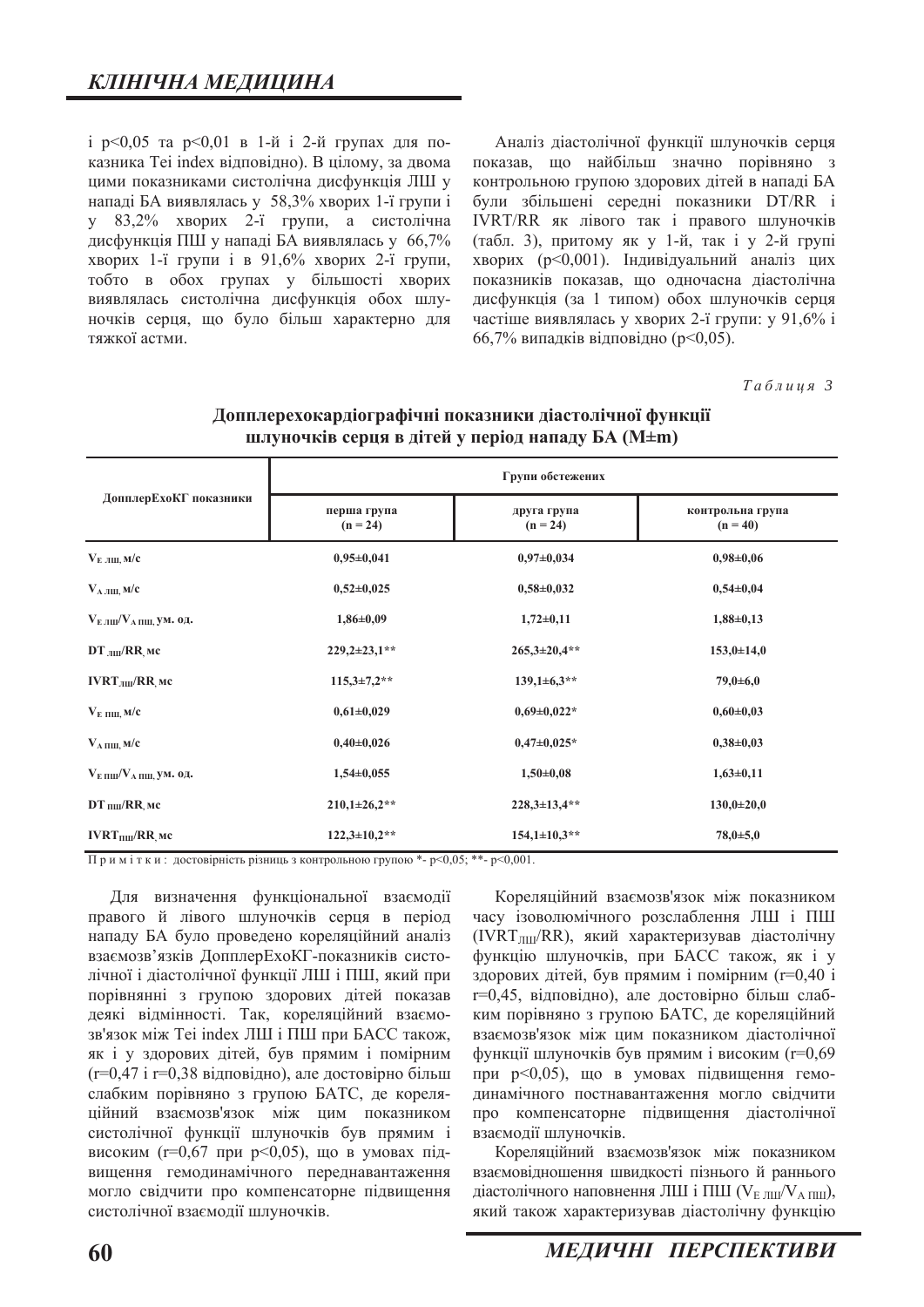і p<0,05 та p<0,01 в 1-й і 2-й групах для показника Tei index відповідно). В цілому, за двома цими показниками систолічна дисфункція ЛШ у нападі БА виявлялась у 58,3% хворих 1-ї групи і у 83,2% хворих 2-ї групи, а систолічна дисфункція ПШ у нападі БА виявлялась у 66,7% хворих 1-ї групи і в 91,6% хворих 2-ї групи, тобто в обох групах у більшості хворих виявлялась систолічна дисфункція обох шлуночків серця, що було більш характерно для тяжкої астми.

Аналіз діастолічної функції шлуночків серця показав, що найбільш значно порівняно з контрольною групою здорових дітей в нападі БА були збільшені середні показники DT/RR і IVRT/RR як лівого так і правого шлуночків (табл. 3), притому як у 1-й, так і у 2-й групі хворих (p<0,001). Індивідуальний аналіз цих показників показав, що одночасна діастолічна дисфункція (за 1 типом) обох шлуночків серця частіше виявлялась у хворих 2-ї групи: у 91,6% і 66,7% випадків відповідно (p<0,05).

*Таблиця 3*

**Допплерехокардіографічні показники діастолічної функції шлуночків серця в дітей у період нападу БА (M±m)**

| ДопплерЕхоКГ показники | Групи обстежених | | |
|---|---|---|---|
| | перша група (n = 24) | друга група (n = 24) | контрольна група (n = 40) |
| $V_{E\ ЛШ}$, м/с | 0,95±0,041 | 0,97±0,034 | 0,98±0,06 |
| $V_{A\ ЛШ}$, м/с | 0,52±0,025 | 0,58±0,032 | 0,54±0,04 |
| $V_{E\ ЛШ}/V_{A\ ПШ}$, ум. од. | 1,86±0,09 | 1,72±0,11 | 1,88±0,13 |
| $DT_{ЛШ}/RR$, мс | 229,2±23,1** | 265,3±20,4** | 153,0±14,0 |
| $IVRT_{ЛШ}/RR$, мс | 115,3±7,2** | 139,1±6,3** | 79,0±6,0 |
| $V_{E\ ПШ}$, м/с | 0,61±0,029 | 0,69±0,022* | 0,60±0,03 |
| $V_{A\ ПШ}$, м/с | 0,40±0,026 | 0,47±0,025* | 0,38±0,03 |
| $V_{E\ ПШ}/V_{A\ ПШ}$, ум. од. | 1,54±0,055 | 1,50±0,08 | 1,63±0,11 |
| $DT_{ПШ}/RR$, мс | 210,1±26,2** | 228,3±13,4** | 130,0±20,0 |
| $IVRT_{ПШ}/RR$, мс | 122,3±10,2** | 154,1±10,3** | 78,0±5,0 |

Примітки: достовірність різниць з контрольною групою *- p<0,05; **- p<0,001.

Для визначення функціональної взаємодії правого й лівого шлуночків серця в період нападу БА було проведено кореляційний аналіз взаємозв'язків ДопплерЕхоКГ-показників систолічної і діастолічної функції ЛШ і ПШ, який при порівнянні з групою здорових дітей показав деякі відмінності. Так, кореляційний взаємозв'язок між Tei index ЛШ і ПШ при БАСС також, як і у здорових дітей, був прямим і помірним (r=0,47 і r=0,38 відповідно), але достовірно більш слабким порівняно з групою БАТС, де кореляційний взаємозв'язок між цим показником систолічної функції шлуночків був прямим і високим (r=0,67 при p<0,05), що в умовах підвищення гемодинамічного переднавантаження могло свідчити про компенсаторне підвищення систолічної взаємодії шлуночків.

Кореляційний взаємозв'язок між показником часу ізоволюмічного розслаблення ЛШ і ПШ ($IVRT_{ЛШ}/RR$), який характеризував діастолічну функцію шлуночків, при БАСС також, як і у здорових дітей, був прямим і помірним (r=0,40 і r=0,45, відповідно), але достовірно більш слабким порівняно з групою БАТС, де кореляційний взаємозв'язок між цим показником діастолічної функції шлуночків був прямим і високим (r=0,69 при p<0,05), що в умовах підвищення гемодинамічного постнавантаження могло свідчити про компенсаторне підвищення діастолічної взаємодії шлуночків.

Кореляційний взаємозв'язок між показником взаємовідношення швидкості пізнього й раннього діастолічного наповнення ЛШ і ПШ ($V_{E\ ЛШ}/V_{A\ ПШ}$), який також характеризував діастолічну функцію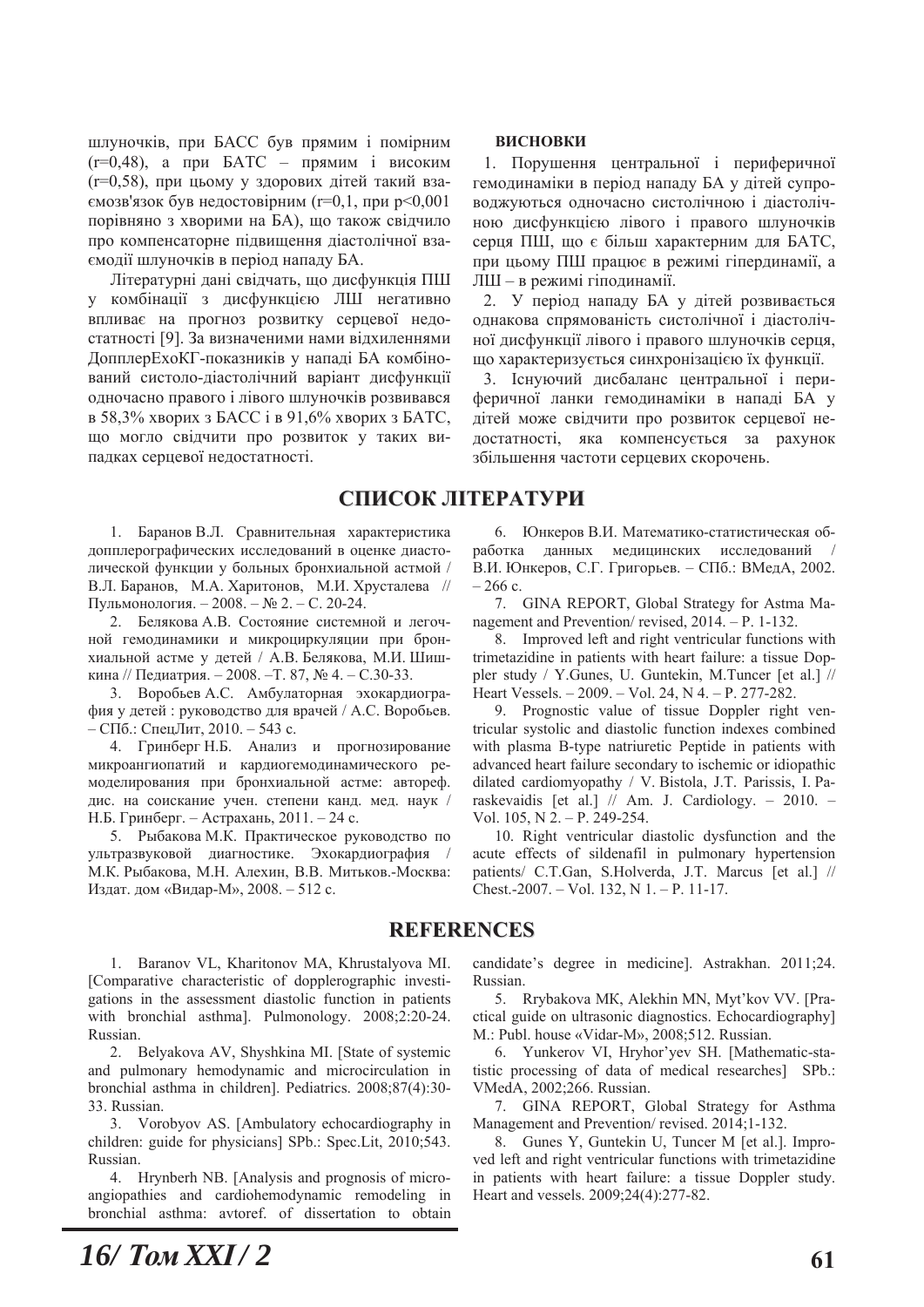шлуночків, при БАСС був прямим і помірним (r=0,48), а при БАТС – прямим і високим (r=0,58), при цьому у здорових дітей такий взаємозв'язок був недостовірним (r=0,1, при p<0,001 порівняно з хворими на БА), що також свідчило про компенсаторне підвищення діастолічної взаємодії шлуночків в період нападу БА.

Літературні дані свідчать, що дисфункція ПШ у комбінації з дисфункцією ЛШ негативно впливає на прогноз розвитку серцевої недостатності [9]. За визначеними нами відхиленнями ДопплерЕхоКГ-показників у нападі БА комбінований систоло-діастолічний варіант дисфункції одночасно правого і лівого шлуночків розвивався в 58,3% хворих з БАСС і в 91,6% хворих з БАТС, що могло свідчити про розвиток у таких випадках серцевої недостатності.

**ВИСНОВКИ**

1. Порушення центральної і периферичної гемодинаміки в період нападу БА у дітей супроводжуються одночасно систолічною і діастолічною дисфункцією лівого і правого шлуночків серця ПШ, що є більш характерним для БАТС, при цьому ПШ працює в режимі гіпердинамії, а ЛШ – в режимі гіподинамії.

2. У період нападу БА у дітей розвивається однакова спрямованість систолічної і діастолічної дисфункції лівого і правого шлуночків серця, що характеризується синхронізацією їх функції.

3. Існуючий дисбаланс центральної і периферичної ланки гемодинаміки в нападі БА у дітей може свідчити про розвиток серцевої недостатності, яка компенсується за рахунок збільшення частоти серцевих скорочень.

## СПИСОК ЛІТЕРАТУРИ

1. Баранов В.Л. Сравнительная характеристика допплерографических исследований в оценке диастолической функции у больных бронхиальной астмой / В.Л. Баранов, М.А. Харитонов, М.И. Хрусталева // Пульмонология. – 2008. – № 2. – С. 20-24.

2. Белякова А.В. Состояние системной и легочной гемодинамики и микроциркуляции при бронхиальной астме у детей / А.В. Белякова, М.И. Шишкина // Педиатрия. – 2008. –Т. 87, № 4. – С.30-33.

3. Воробьев А.С. Амбулаторная эхокардиография у детей : руководство для врачей / А.С. Воробьев. – СПб.: СпецЛит, 2010. – 543 с.

4. Гринберг Н.Б. Анализ и прогнозирование микроангиопатий и кардиогемодинамического ремоделирования при бронхиальной астме: автореф. дис. на соискание учен. степени канд. мед. наук / Н.Б. Гринберг. – Астрахань, 2011. – 24 с.

5. Рыбакова М.К. Практическое руководство по ультразвуковой диагностике. Эхокардиография / М.К. Рыбакова, М.Н. Алехин, В.В. Митьков.-Москва: Издат. дом «Видар-М», 2008. – 512 с.

6. Юнкеров В.И. Математико-статистическая обработка данных медицинских исследований / В.И. Юнкеров, С.Г. Григорьев. – СПб.: ВМедА, 2002. – 266 с.

7. GINA REPORT, Global Strategy for Astma Management and Prevention/ revised, 2014. – P. 1-132.

8. Improved left and right ventricular functions with trimetazidine in patients with heart failure: a tissue Doppler study / Y.Gunes, U. Guntekin, M.Tuncer [et al.] // Heart Vessels. – 2009. – Vol. 24, N 4. – P. 277-282.

9. Prognostic value of tissue Doppler right ventricular systolic and diastolic function indexes combined with plasma B-type natriuretic Peptide in patients with advanced heart failure secondary to ischemic or idiopathic dilated cardiomyopathy / V. Bistola, J.T. Parissis, I. Paraskevaidis [et al.] // Am. J. Cardiology. – 2010. – Vol. 105, N 2. – P. 249-254.

10. Right ventricular diastolic dysfunction and the acute effects of sildenafil in pulmonary hypertension patients/ C.T.Gan, S.Holverda, J.T. Marcus [et al.] // Chest.-2007. – Vol. 132, N 1. – P. 11-17.

## REFERENCES

1. Baranov VL, Kharitonov MA, Khrustalyova MI. [Comparative characteristic of dopplerographic investigations in the assessment diastolic function in patients with bronchial asthma]. Pulmonology. 2008;2:20-24. Russian.

2. Belyakova AV, Shyshkina MI. [State of systemic and pulmonary hemodynamic and microcirculation in bronchial asthma in children]. Pediatrics. 2008;87(4):30-33. Russian.

3. Vorobyov AS. [Ambulatory echocardiography in children: guide for physicians] SPb.: Spec.Lit, 2010;543. Russian.

4. Hrynberh NB. [Analysis and prognosis of microangiopathies and cardiohemodynamic remodeling in bronchial asthma: avtoref. of dissertation to obtain candidate's degree in medicine]. Astrakhan. 2011;24. Russian.

5. Rrybakova MK, Alekhin MN, Myt'kov VV. [Practical guide on ultrasonic diagnostics. Echocardiography] M.: Publ. house «Vidar-M», 2008;512. Russian.

6. Yunkerov VI, Hryhor'yev SH. [Mathematic-statistic processing of data of medical researches] SPb.: VMedA, 2002;266. Russian.

7. GINA REPORT, Global Strategy for Asthma Management and Prevention/ revised. 2014;1-132.

8. Gunes Y, Guntekin U, Tuncer M [et al.]. Improved left and right ventricular functions with trimetazidine in patients with heart failure: a tissue Doppler study. Heart and vessels. 2009;24(4):277-82.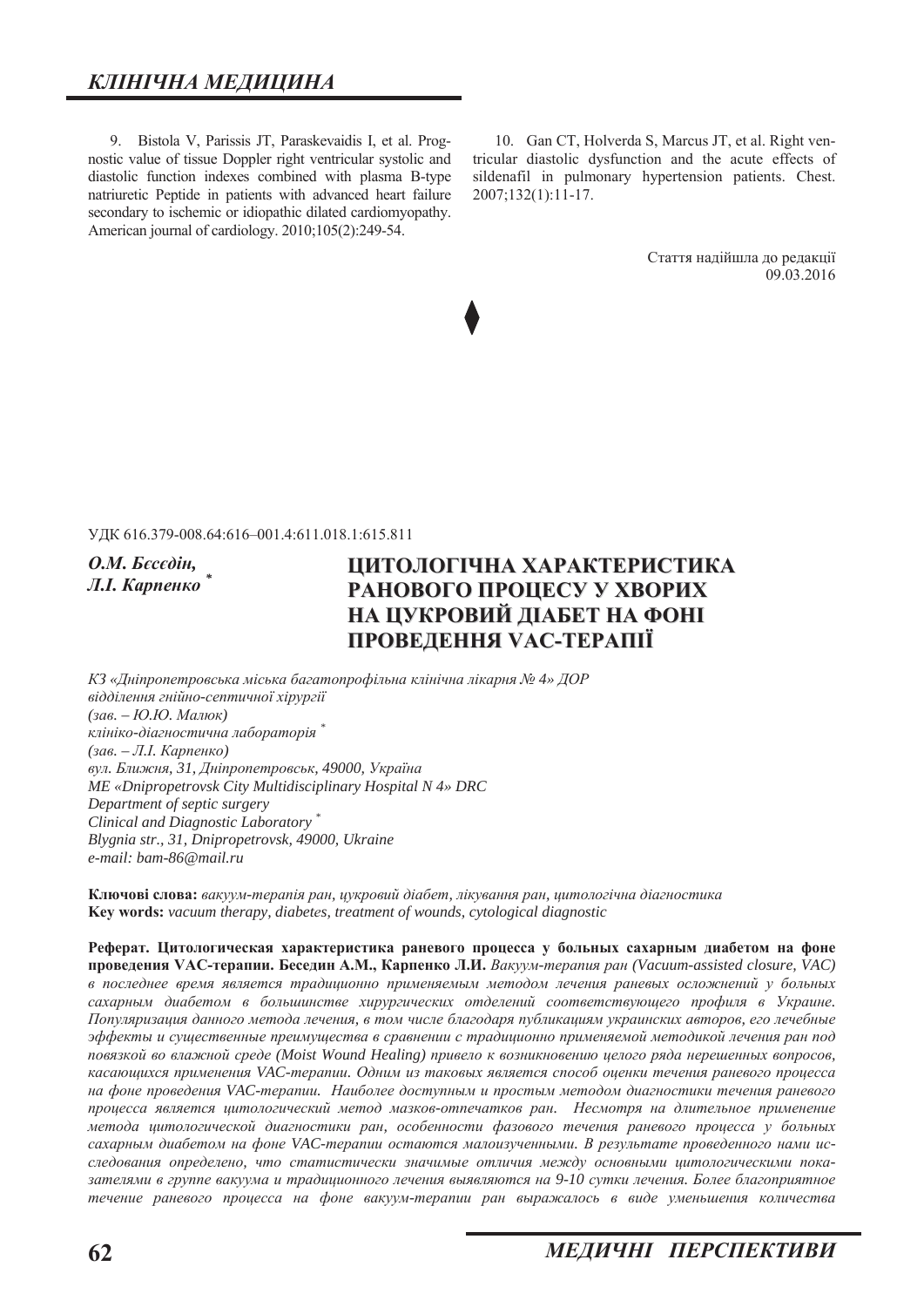9. Bistola V, Parissis JT, Paraskevaidis I, et al. Prognostic value of tissue Doppler right ventricular systolic and diastolic function indexes combined with plasma B-type natriuretic Peptide in patients with advanced heart failure secondary to ischemic or idiopathic dilated cardiomyopathy. American journal of cardiology. 2010;105(2):249-54.

10. Gan CT, Holverda S, Marcus JT, et al. Right ventricular diastolic dysfunction and the acute effects of sildenafil in pulmonary hypertension patients. Chest. 2007;132(1):11-17.

Стаття надійшла до редакції 09.03.2016

УДК 616.379-008.64:616–001.4:611.018.1:615.811

***О.М. Бєсєдін, Л.І. Карпенко [*]***

# ЦИТОЛОГІЧНА ХАРАКТЕРИСТИКА РАНОВОГО ПРОЦЕСУ У ХВОРИХ НА ЦУКРОВИЙ ДІАБЕТ НА ФОНІ ПРОВЕДЕННЯ VAC-ТЕРАПІЇ

*КЗ «Дніпропетровська міська багатопрофільна клінічна лікарня № 4» ДОР*
*відділення гнійно-септичної хірургії*
*(зав. – Ю.Ю. Малюк)*
*клініко-діагностична лабораторія [*]*
*(зав. – Л.І. Карпенко)*
*вул. Ближня, 31, Дніпропетровськ, 49000, Україна*
*ME «Dnipropetrovsk City Multidisciplinary Hospital N 4» DRC*
*Department of septic surgery*
*Clinical and Diagnostic Laboratory [*]*
*Blygnia str., 31, Dnipropetrovsk, 49000, Ukraine*
*e-mail: bam-86@mail.ru*

**Ключові слова:** *вакуум-терапія ран, цукровий діабет, лікування ран, цитологічна діагностика*
**Key words:** *vacuum therapy, diabetes, treatment of wounds, cytological diagnostic*

**Реферат. Цитологическая характеристика раневого процесса у больных сахарным диабетом на фоне проведения VAC-терапии. Беседин А.М., Карпенко Л.И.** *Вакуум-терапия ран (Vacuum-assisted closure, VAC) в последнее время является традиционно применяемым методом лечения раневых осложнений у больных сахарным диабетом в большинстве хирургических отделений соответствующего профиля в Украине. Популяризация данного метода лечения, в том числе благодаря публикациям украинских авторов, его лечебные эффекты и существенные преимущества в сравнении с традиционно применяемой методикой лечения ран под повязкой во влажной среде (Moist Wound Healing) привело к возникновению целого ряда нерешенных вопросов, касающихся применения VAC-терапии. Одним из таковых является способ оценки течения раневого процесса на фоне проведения VAC-терапии. Наиболее доступным и простым методом диагностики течения раневого процесса является цитологический метод мазков-отпечатков ран. Несмотря на длительное применение метода цитологической диагностики ран, особенности фазового течения раневого процесса у больных сахарным диабетом на фоне VAC-терапии остаются малоизученными. В результате проведенного нами исследования определено, что статистически значимые отличия между основными цитологическими показателями в группе вакуума и традиционного лечения выявляются на 9-10 сутки лечения. Более благоприятное течение раневого процесса на фоне вакуум-терапии ран выражалось в виде уменьшения количества*